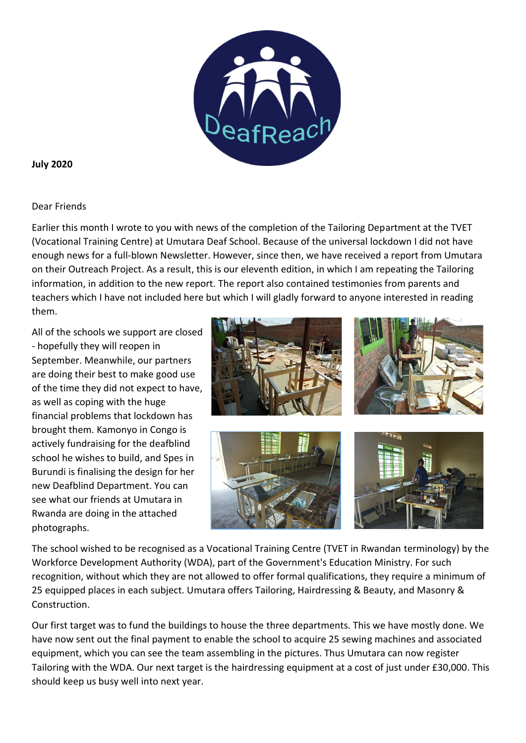**July 2020**

Dear Friends

Earlier this month I wrote to you with news of the completion of the Tailoring Department at the TVET (Vocational Training Centre) at Umutara Deaf School. Because of the universal lockdown I did not have enough news for a full-blown Newsletter. However, since then, we have received a report from Umutara on their Outreach Project. As a result, this is our eleventh edition, in which I am repeating the Tailoring information, in addition to the new report. The report also contained testimonies from parents and teachers which I have not included here but which I will gladly forward to anyone interested in reading them.

All of the schools we support are closed - hopefully they will reopen in September. Meanwhile, our partners are doing their best to make good use of the time they did not expect to have, as well as coping with the huge financial problems that lockdown has brought them. Kamonyo in Congo is actively fundraising for the deafblind school he wishes to build, and Spes in Burundi is finalising the design for her new Deafblind Department. You can see what our friends at Umutara in Rwanda are doing in the attached photographs.

The school wished to be recognised as a Vocational Training Centre (TVET in Rwandan terminology) by the Workforce Development Authority (WDA), part of the Government's Education Ministry. For such recognition, without which they are not allowed to offer formal qualifications, they require a minimum of 25 equipped places in each subject. Umutara offers Tailoring, Hairdressing & Beauty, and Masonry & Construction.

Our first target was to fund the buildings to house the three departments. This we have mostly done. We have now sent out the final payment to enable the school to acquire 25 sewing machines and associated equipment, which you can see the team assembling in the pictures. Thus Umutara can now register Tailoring with the WDA. Our next target is the hairdressing equipment at a cost of just under £30,000. This should keep us busy well into next year.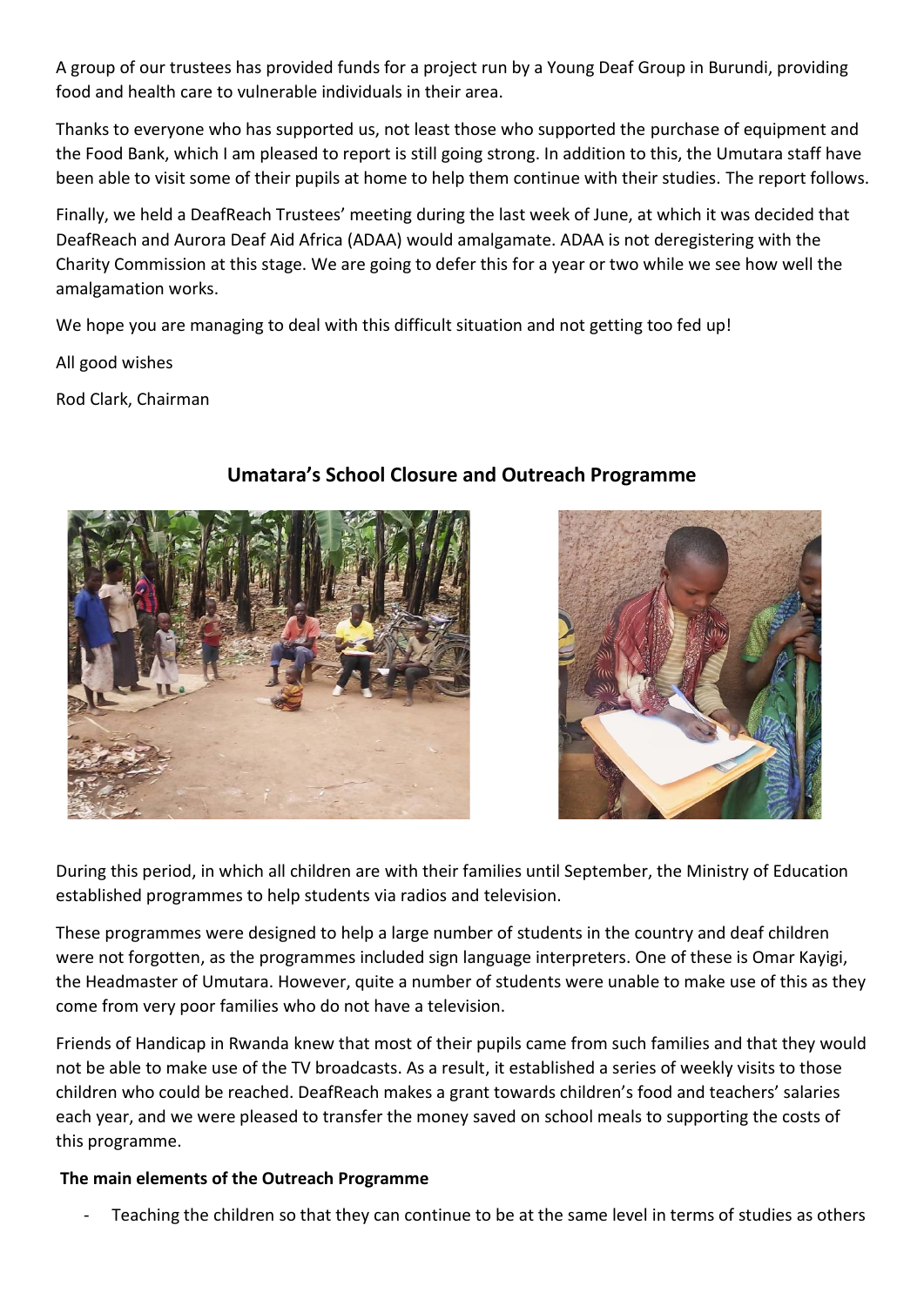A group of our trustees has provided funds for a project run by a Young Deaf Group in Burundi, providing food and health care to vulnerable individuals in their area.

Thanks to everyone who has supported us, not least those who supported the purchase of equipment and the Food Bank, which I am pleased to report is still going strong. In addition to this, the Umutara staff have been able to visit some of their pupils at home to help them continue with their studies. The report follows.

Finally, we held a DeafReach Trustees' meeting during the last week of June, at which it was decided that DeafReach and Aurora Deaf Aid Africa (ADAA) would amalgamate. ADAA is not deregistering with the Charity Commission at this stage. We are going to defer this for a year or two while we see how well the amalgamation works.

We hope you are managing to deal with this difficult situation and not getting too fed up!

All good wishes

Rod Clark, Chairman

## Umatara's School Closure and Outreach Programme

During this period, in which all children are with their families until September, the Ministry of Education established programmes to help students via radios and television.

These programmes were designed to help a large number of students in the country and deaf children were not forgotten, as the programmes included sign language interpreters. One of these is Omar Kayigi, the Headmaster of Umutara. However, quite a number of students were unable to make use of this as they come from very poor families who do not have a television.

Friends of Handicap in Rwanda knew that most of their pupils came from such families and that they would not be able to make use of the TV broadcasts. As a result, it established a series of weekly visits to those children who could be reached. DeafReach makes a grant towards children's food and teachers' salaries each year, and we were pleased to transfer the money saved on school meals to supporting the costs of this programme.

**The main elements of the Outreach Programme**

- Teaching the children so that they can continue to be at the same level in terms of studies as others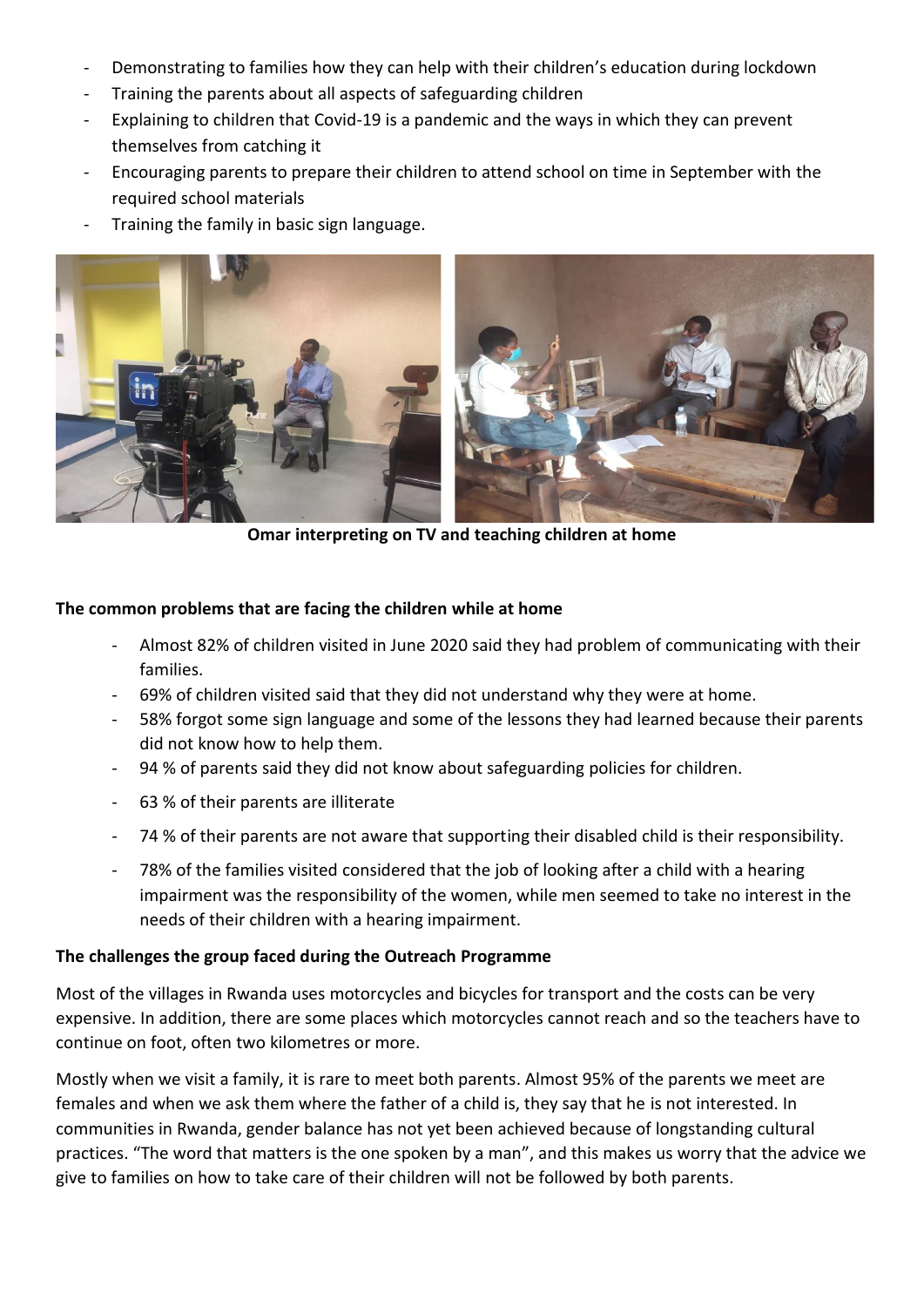- Demonstrating to families how they can help with their children's education during lockdown
- Training the parents about all aspects of safeguarding children
- Explaining to children that Covid-19 is a pandemic and the ways in which they can prevent themselves from catching it
- Encouraging parents to prepare their children to attend school on time in September with the required school materials
- Training the family in basic sign language.

**Omar interpreting on TV and teaching children at home**

**The common problems that are facing the children while at home**

- Almost 82% of children visited in June 2020 said they had problem of communicating with their families.
- 69% of children visited said that they did not understand why they were at home.
- 58% forgot some sign language and some of the lessons they had learned because their parents did not know how to help them.
- 94 % of parents said they did not know about safeguarding policies for children.
- 63 % of their parents are illiterate
- 74 % of their parents are not aware that supporting their disabled child is their responsibility.
- 78% of the families visited considered that the job of looking after a child with a hearing impairment was the responsibility of the women, while men seemed to take no interest in the needs of their children with a hearing impairment.

**The challenges the group faced during the Outreach Programme**

Most of the villages in Rwanda uses motorcycles and bicycles for transport and the costs can be very expensive. In addition, there are some places which motorcycles cannot reach and so the teachers have to continue on foot, often two kilometres or more.

Mostly when we visit a family, it is rare to meet both parents. Almost 95% of the parents we meet are females and when we ask them where the father of a child is, they say that he is not interested. In communities in Rwanda, gender balance has not yet been achieved because of longstanding cultural practices. "The word that matters is the one spoken by a man", and this makes us worry that the advice we give to families on how to take care of their children will not be followed by both parents.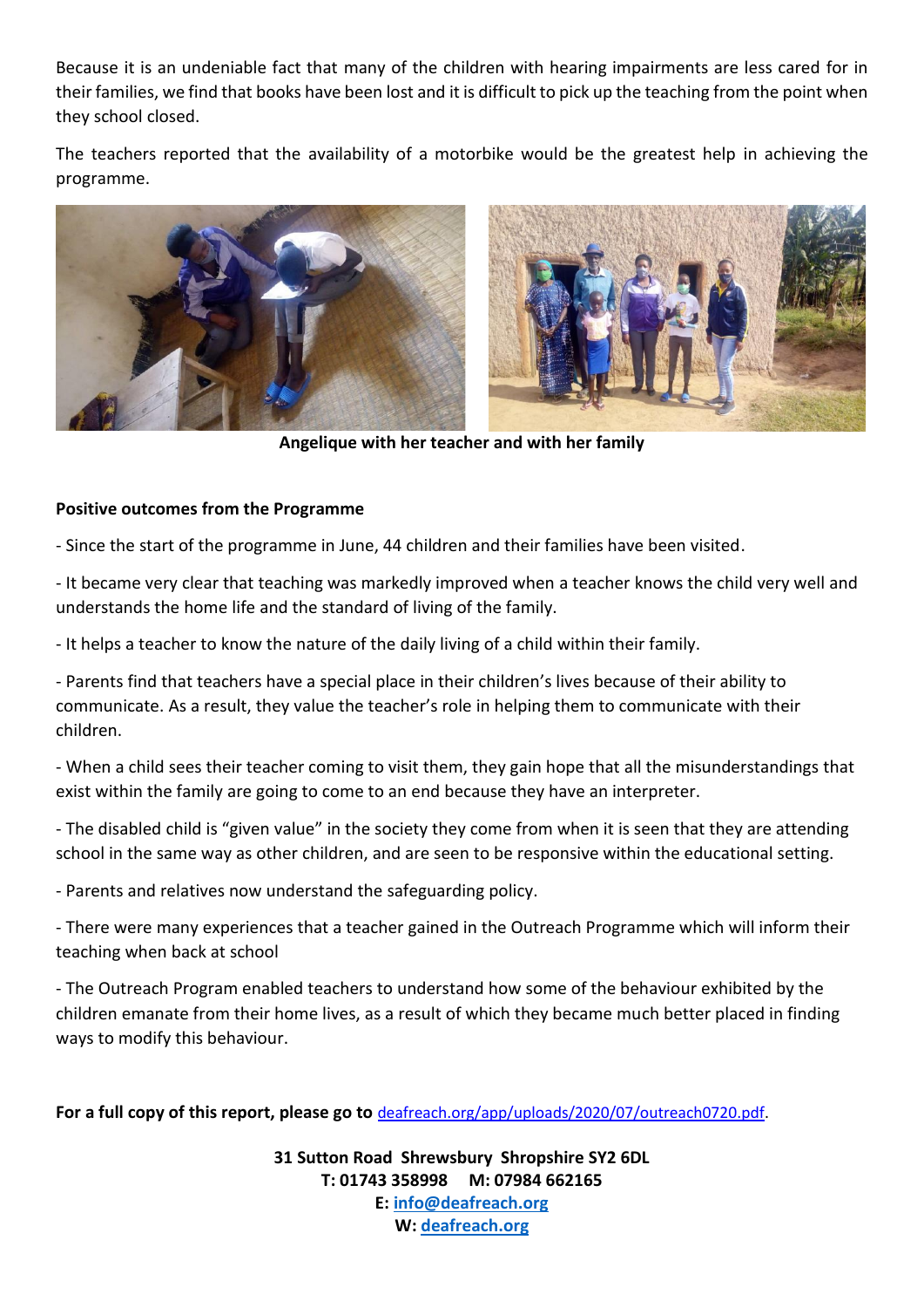Because it is an undeniable fact that many of the children with hearing impairments are less cared for in their families, we find that books have been lost and it is difficult to pick up the teaching from the point when they school closed.

The teachers reported that the availability of a motorbike would be the greatest help in achieving the programme.

**Angelique with her teacher and with her family**

**Positive outcomes from the Programme**

- Since the start of the programme in June, 44 children and their families have been visited.

- It became very clear that teaching was markedly improved when a teacher knows the child very well and understands the home life and the standard of living of the family.

- It helps a teacher to know the nature of the daily living of a child within their family.

- Parents find that teachers have a special place in their children's lives because of their ability to communicate. As a result, they value the teacher's role in helping them to communicate with their children.

- When a child sees their teacher coming to visit them, they gain hope that all the misunderstandings that exist within the family are going to come to an end because they have an interpreter.

- The disabled child is "given value" in the society they come from when it is seen that they are attending school in the same way as other children, and are seen to be responsive within the educational setting.

- Parents and relatives now understand the safeguarding policy.

- There were many experiences that a teacher gained in the Outreach Programme which will inform their teaching when back at school

- The Outreach Program enabled teachers to understand how some of the behaviour exhibited by the children emanate from their home lives, as a result of which they became much better placed in finding ways to modify this behaviour.

**For a full copy of this report, please go to** deafreach.org/app/uploads/2020/07/outreach0720.pdf.

**31 Sutton Road Shrewsbury Shropshire SY2 6DL**
**T: 01743 358998 M: 07984 662165**
**E: info@deafreach.org**
**W: deafreach.org**